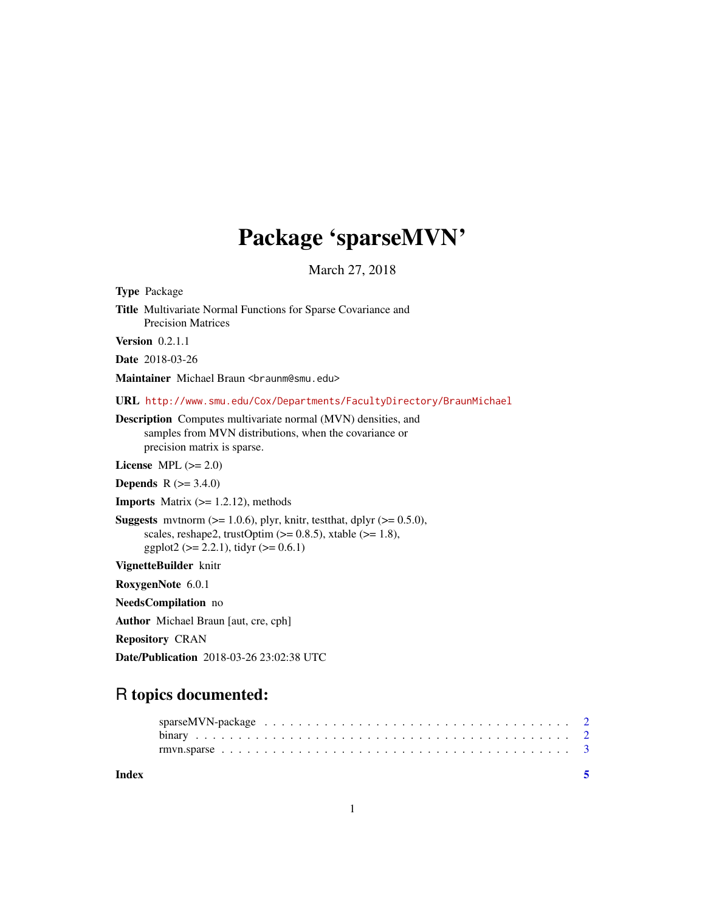# Package 'sparseMVN'

March 27, 2018

**Type** Package

**Title** Multivariate Normal Functions for Sparse Covariance and Precision Matrices

**Version** 0.2.1.1

**Date** 2018-03-26

**Maintainer** Michael Braun <braunm@smu.edu>

**URL** http://www.smu.edu/Cox/Departments/FacultyDirectory/BraunMichael

**Description** Computes multivariate normal (MVN) densities, and samples from MVN distributions, when the covariance or precision matrix is sparse.

**License** MPL (>= 2.0)

**Depends** R (>= 3.4.0)

**Imports** Matrix (>= 1.2.12), methods

**Suggests** mvtnorm (>= 1.0.6), plyr, knitr, testthat, dplyr (>= 0.5.0), scales, reshape2, trustOptim (>= 0.8.5), xtable (>= 1.8), ggplot2 (>= 2.2.1), tidyr (>= 0.6.1)

**VignetteBuilder** knitr

**RoxygenNote** 6.0.1

**NeedsCompilation** no

**Author** Michael Braun [aut, cre, cph]

**Repository** CRAN

**Date/Publication** 2018-03-26 23:02:38 UTC

## R topics documented:

sparseMVN-package . . . . . . . . . . . . . . . . . . . . . . . . . . . . . . . . . . 2
binary . . . . . . . . . . . . . . . . . . . . . . . . . . . . . . . . . . . . . . . . . 2
rmvn.sparse . . . . . . . . . . . . . . . . . . . . . . . . . . . . . . . . . . . . . . 3

**Index** **5**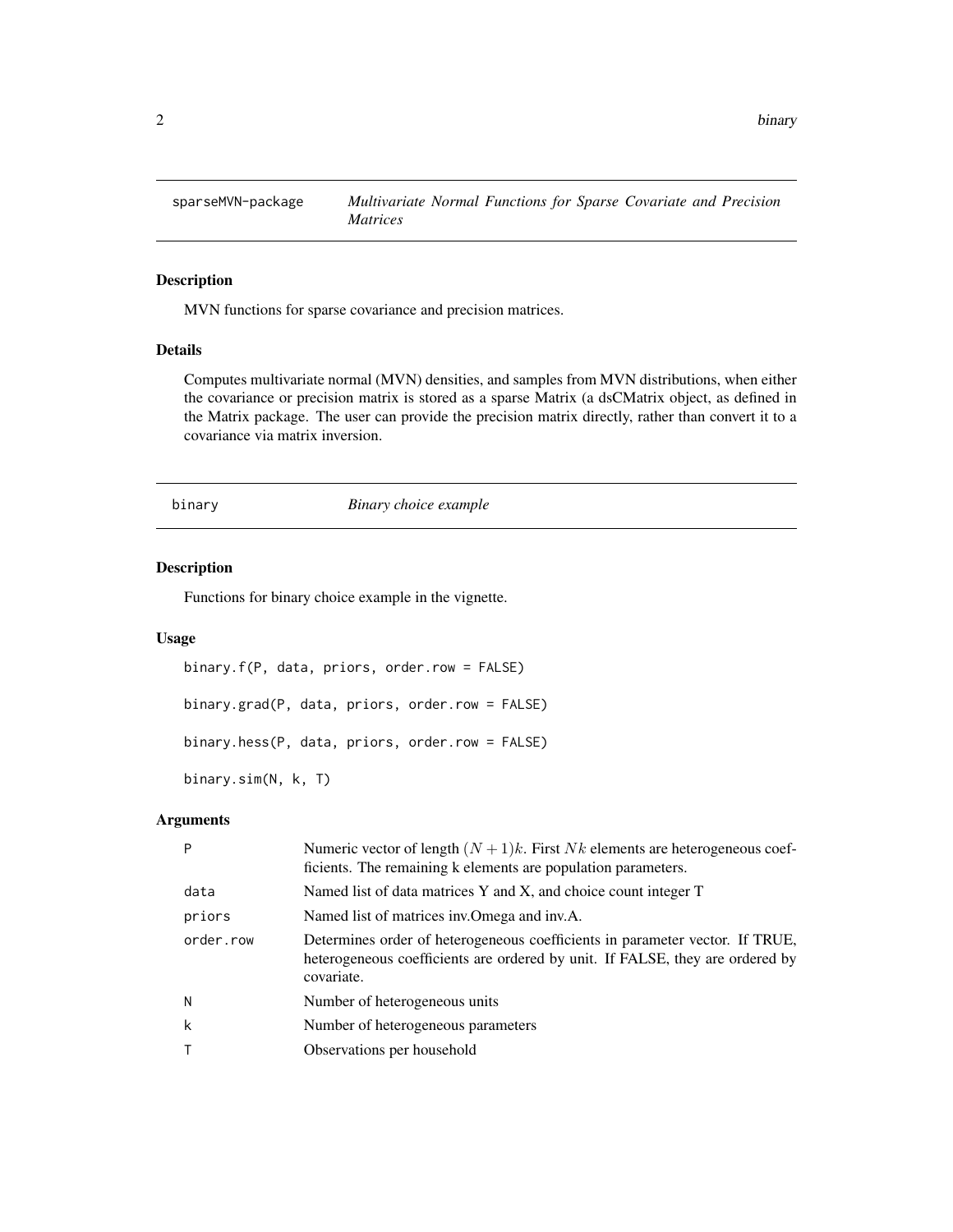## sparseMVN-package — *Multivariate Normal Functions for Sparse Covariate and Precision Matrices*

### Description

MVN functions for sparse covariance and precision matrices.

### Details

Computes multivariate normal (MVN) densities, and samples from MVN distributions, when either the covariance or precision matrix is stored as a sparse Matrix (a dsCMatrix object, as defined in the Matrix package. The user can provide the precision matrix directly, rather than convert it to a covariance via matrix inversion.

## binary — *Binary choice example*

### Description

Functions for binary choice example in the vignette.

### Usage

```
binary.f(P, data, priors, order.row = FALSE)

binary.grad(P, data, priors, order.row = FALSE)

binary.hess(P, data, priors, order.row = FALSE)

binary.sim(N, k, T)
```

### Arguments

| | |
|---|---|
| P | Numeric vector of length $(N + 1)k$. First $Nk$ elements are heterogeneous coefficients. The remaining k elements are population parameters. |
| data | Named list of data matrices Y and X, and choice count integer T |
| priors | Named list of matrices inv.Omega and inv.A. |
| order.row | Determines order of heterogeneous coefficients in parameter vector. If TRUE, heterogeneous coefficients are ordered by unit. If FALSE, they are ordered by covariate. |
| N | Number of heterogeneous units |
| k | Number of heterogeneous parameters |
| T | Observations per household |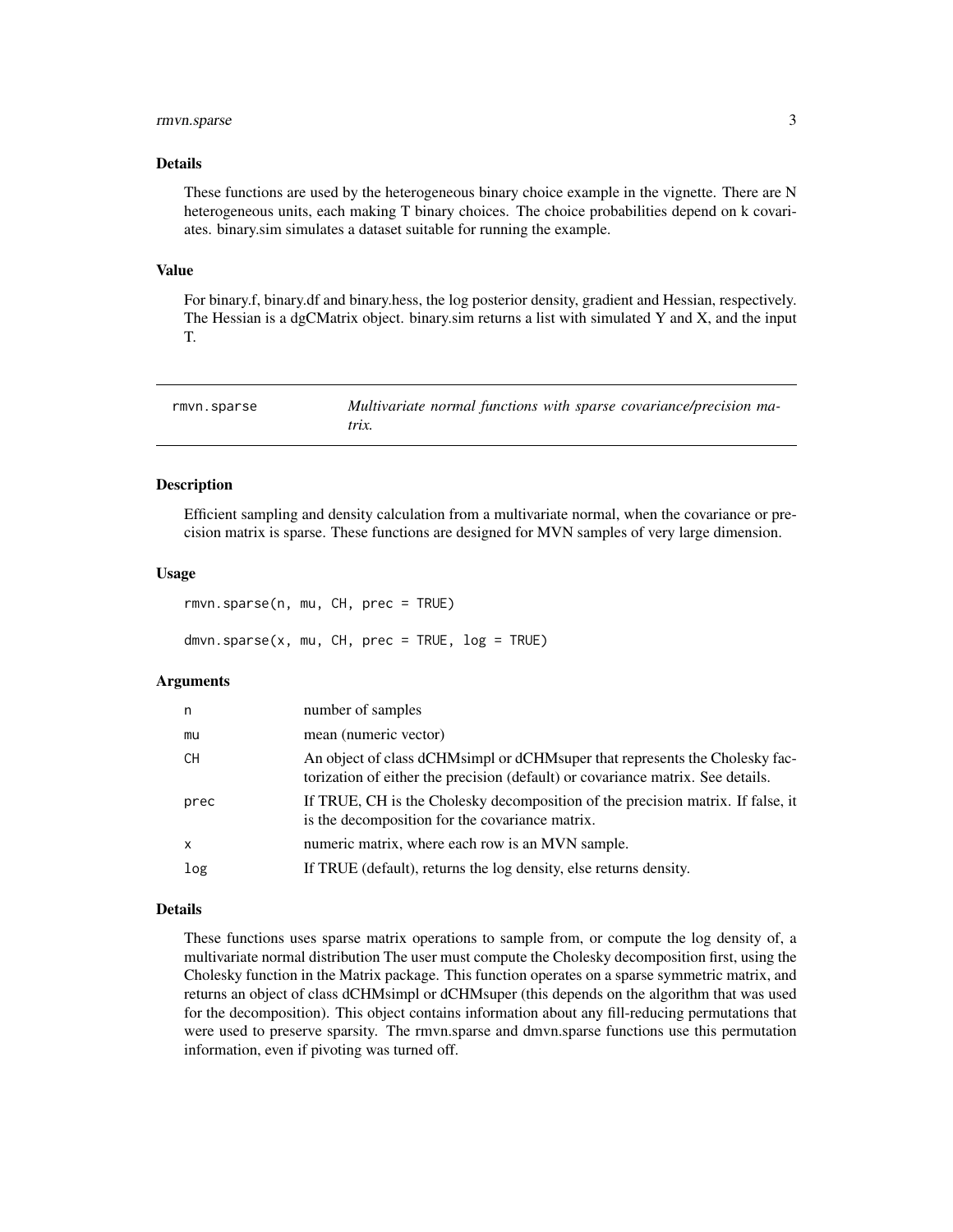### Details

These functions are used by the heterogeneous binary choice example in the vignette. There are N heterogeneous units, each making T binary choices. The choice probabilities depend on k covariates. binary.sim simulates a dataset suitable for running the example.

### Value

For binary.f, binary.df and binary.hess, the log posterior density, gradient and Hessian, respectively. The Hessian is a dgCMatrix object. binary.sim returns a list with simulated Y and X, and the input T.

---

## rmvn.sparse — *Multivariate normal functions with sparse covariance/precision matrix.*

---

### Description

Efficient sampling and density calculation from a multivariate normal, when the covariance or precision matrix is sparse. These functions are designed for MVN samples of very large dimension.

### Usage

```
rmvn.sparse(n, mu, CH, prec = TRUE)

dmvn.sparse(x, mu, CH, prec = TRUE, log = TRUE)
```

### Arguments

| | |
|---|---|
| n | number of samples |
| mu | mean (numeric vector) |
| CH | An object of class dCHMsimpl or dCHMsuper that represents the Cholesky factorization of either the precision (default) or covariance matrix. See details. |
| prec | If TRUE, CH is the Cholesky decomposition of the precision matrix. If false, it is the decomposition for the covariance matrix. |
| x | numeric matrix, where each row is an MVN sample. |
| log | If TRUE (default), returns the log density, else returns density. |

### Details

These functions uses sparse matrix operations to sample from, or compute the log density of, a multivariate normal distribution The user must compute the Cholesky decomposition first, using the Cholesky function in the Matrix package. This function operates on a sparse symmetric matrix, and returns an object of class dCHMsimpl or dCHMsuper (this depends on the algorithm that was used for the decomposition). This object contains information about any fill-reducing permutations that were used to preserve sparsity. The rmvn.sparse and dmvn.sparse functions use this permutation information, even if pivoting was turned off.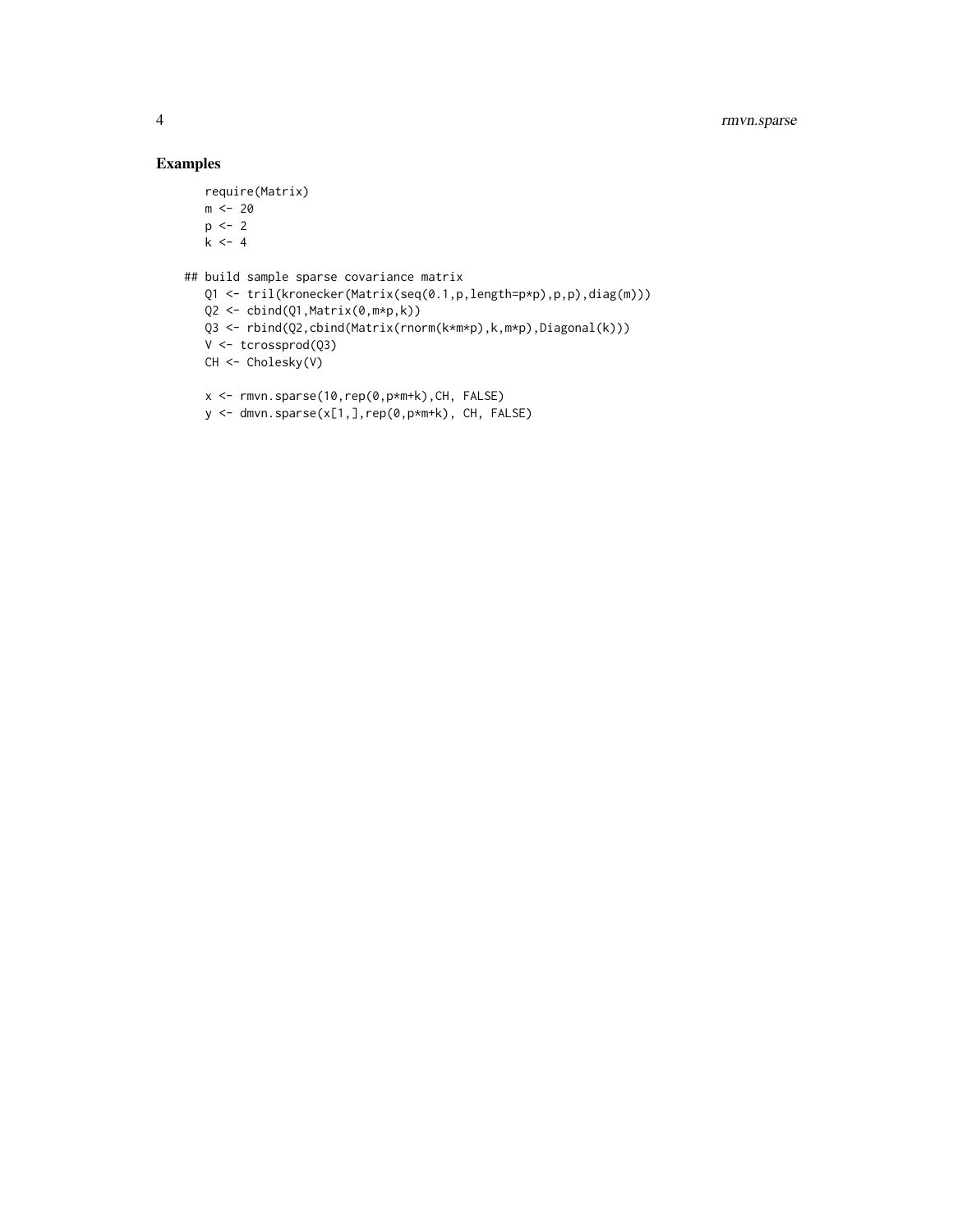## Examples

```
require(Matrix)
m <- 20
p <- 2
k <- 4

## build sample sparse covariance matrix
Q1 <- tril(kronecker(Matrix(seq(0.1,p,length=p*p),p,p),diag(m)))
Q2 <- cbind(Q1,Matrix(0,m*p,k))
Q3 <- rbind(Q2,cbind(Matrix(rnorm(k*m*p),k,m*p),Diagonal(k)))
V <- tcrossprod(Q3)
CH <- Cholesky(V)

x <- rmvn.sparse(10,rep(0,p*m+k),CH, FALSE)
y <- dmvn.sparse(x[1,],rep(0,p*m+k), CH, FALSE)
```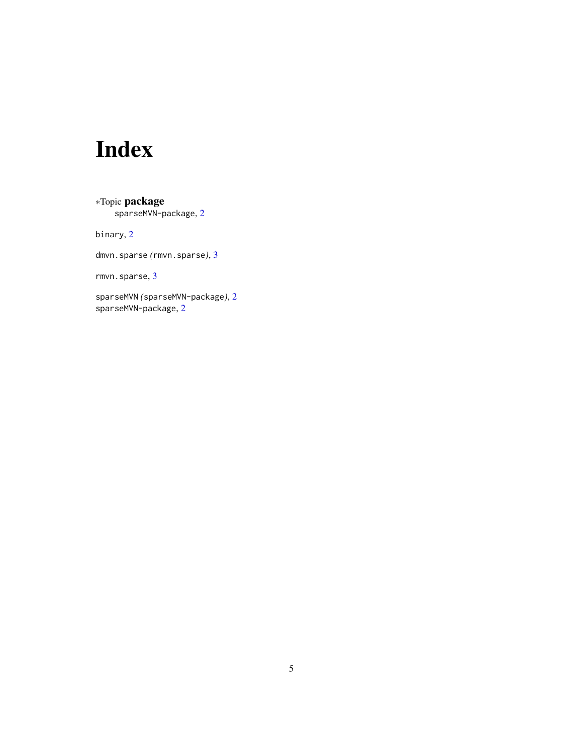# Index

*Topic **package**
    sparseMVN-package, 2

binary, 2

dmvn.sparse (rmvn.sparse), 3

rmvn.sparse, 3

sparseMVN (sparseMVN-package), 2
sparseMVN-package, 2